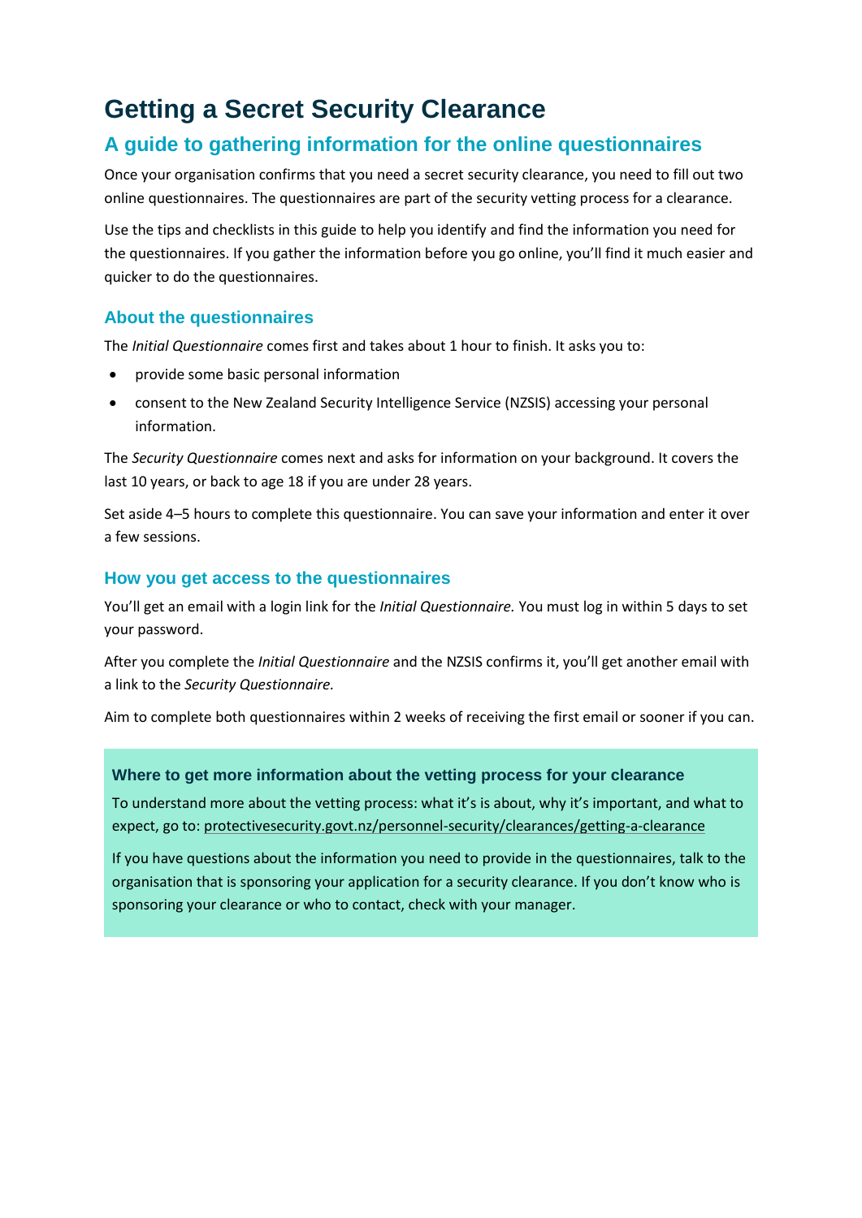# Getting a Secret Security Clearance

## A guide to gathering information for the online questionnaires

Once your organisation confirms that you need a secret security clearance, you need to fill out two online questionnaires. The questionnaires are part of the security vetting process for a clearance.

Use the tips and checklists in this guide to help you identify and find the information you need for the questionnaires. If you gather the information before you go online, you'll find it much easier and quicker to do the questionnaires.

### About the questionnaires

The *Initial Questionnaire* comes first and takes about 1 hour to finish. It asks you to:

- provide some basic personal information
- consent to the New Zealand Security Intelligence Service (NZSIS) accessing your personal information.

The *Security Questionnaire* comes next and asks for information on your background. It covers the last 10 years, or back to age 18 if you are under 28 years.

Set aside 4–5 hours to complete this questionnaire. You can save your information and enter it over a few sessions.

### How you get access to the questionnaires

You'll get an email with a login link for the *Initial Questionnaire.* You must log in within 5 days to set your password.

After you complete the *Initial Questionnaire* and the NZSIS confirms it, you'll get another email with a link to the *Security Questionnaire.*

Aim to complete both questionnaires within 2 weeks of receiving the first email or sooner if you can.

#### Where to get more information about the vetting process for your clearance

To understand more about the vetting process: what it's is about, why it's important, and what to expect, go to: protectivesecurity.govt.nz/personnel-security/clearances/getting-a-clearance

If you have questions about the information you need to provide in the questionnaires, talk to the organisation that is sponsoring your application for a security clearance. If you don't know who is sponsoring your clearance or who to contact, check with your manager.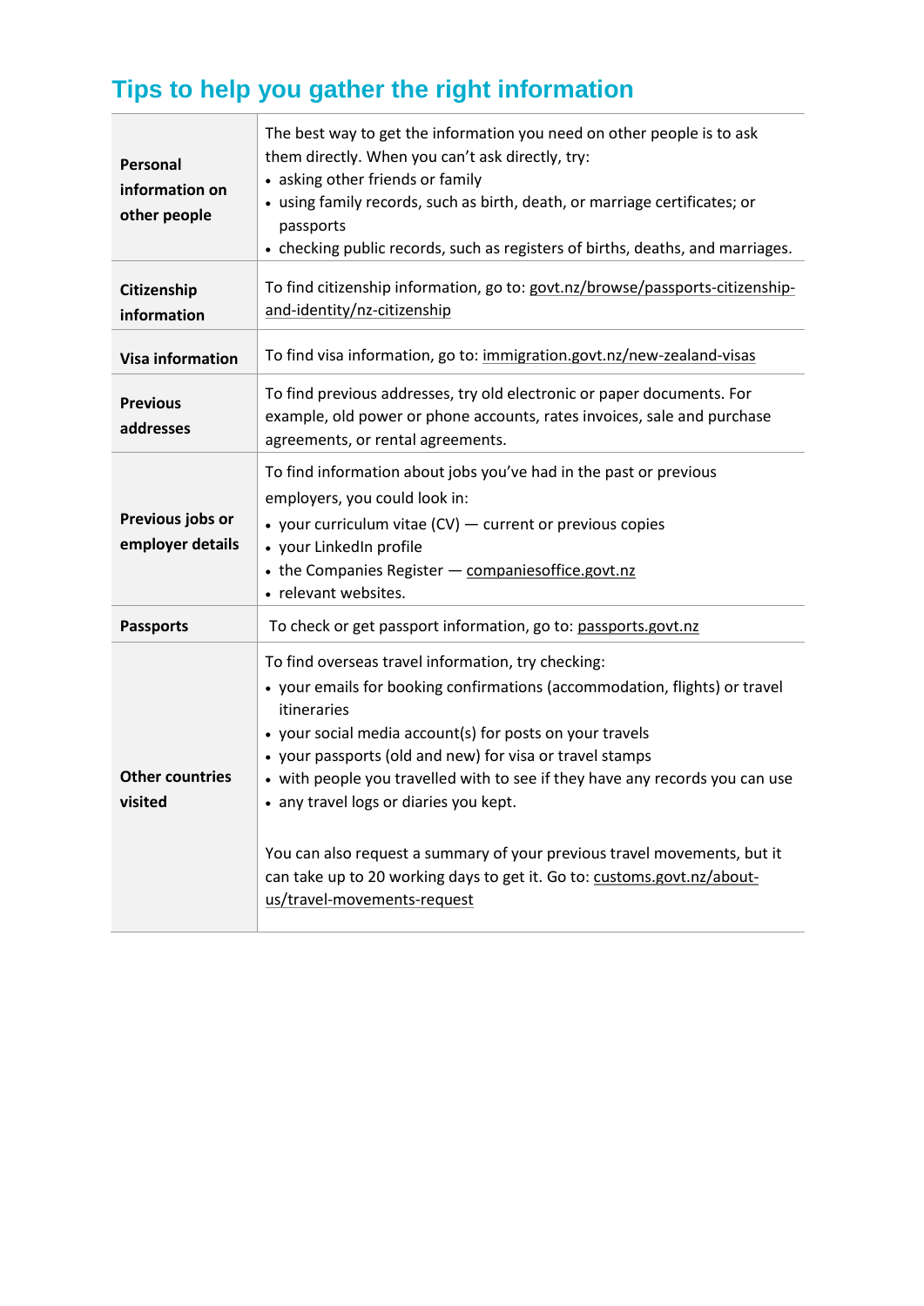## Tips to help you gather the right information

| | |
|---|---|
| **Personal information on other people** | The best way to get the information you need on other people is to ask them directly. When you can't ask directly, try:<br>• asking other friends or family<br>• using family records, such as birth, death, or marriage certificates; or passports<br>• checking public records, such as registers of births, deaths, and marriages. |
| **Citizenship information** | To find citizenship information, go to: govt.nz/browse/passports-citizenship-and-identity/nz-citizenship |
| **Visa information** | To find visa information, go to: immigration.govt.nz/new-zealand-visas |
| **Previous addresses** | To find previous addresses, try old electronic or paper documents. For example, old power or phone accounts, rates invoices, sale and purchase agreements, or rental agreements. |
| **Previous jobs or employer details** | To find information about jobs you've had in the past or previous employers, you could look in:<br>• your curriculum vitae (CV) — current or previous copies<br>• your LinkedIn profile<br>• the Companies Register — companiesoffice.govt.nz<br>• relevant websites. |
| **Passports** | To check or get passport information, go to: passports.govt.nz |
| **Other countries visited** | To find overseas travel information, try checking:<br>• your emails for booking confirmations (accommodation, flights) or travel itineraries<br>• your social media account(s) for posts on your travels<br>• your passports (old and new) for visa or travel stamps<br>• with people you travelled with to see if they have any records you can use<br>• any travel logs or diaries you kept.<br><br>You can also request a summary of your previous travel movements, but it can take up to 20 working days to get it. Go to: customs.govt.nz/about-us/travel-movements-request |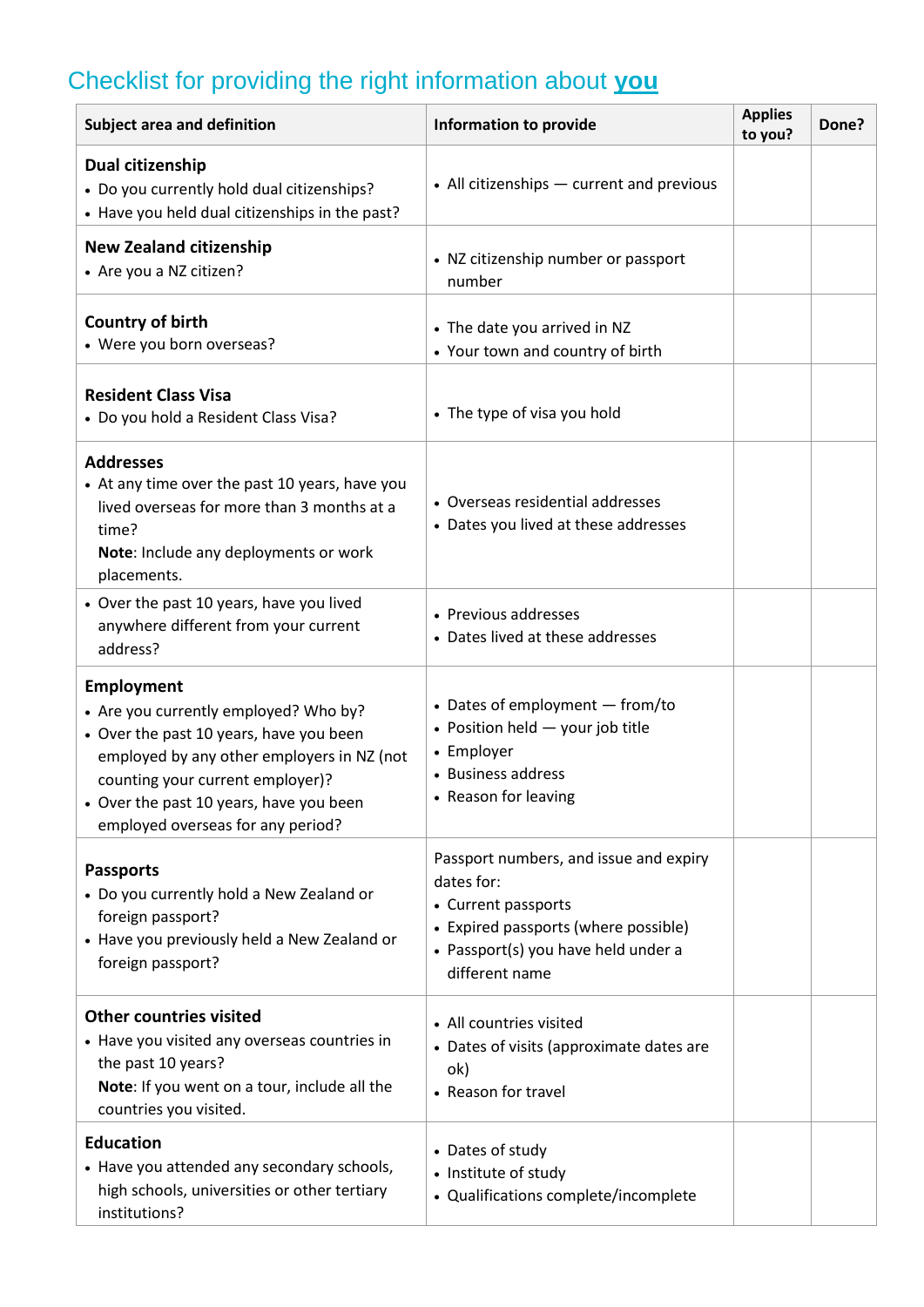## Checklist for providing the right information about **you**

| Subject area and definition | Information to provide | Applies to you? | Done? |
|---|---|---|---|
| **Dual citizenship**<br>• Do you currently hold dual citizenships?<br>• Have you held dual citizenships in the past? | • All citizenships — current and previous | | |
| **New Zealand citizenship**<br>• Are you a NZ citizen? | • NZ citizenship number or passport number | | |
| **Country of birth**<br>• Were you born overseas? | • The date you arrived in NZ<br>• Your town and country of birth | | |
| **Resident Class Visa**<br>• Do you hold a Resident Class Visa? | • The type of visa you hold | | |
| **Addresses**<br>• At any time over the past 10 years, have you lived overseas for more than 3 months at a time?<br>**Note**: Include any deployments or work placements. | • Overseas residential addresses<br>• Dates you lived at these addresses | | |
| • Over the past 10 years, have you lived anywhere different from your current address? | • Previous addresses<br>• Dates lived at these addresses | | |
| **Employment**<br>• Are you currently employed? Who by?<br>• Over the past 10 years, have you been employed by any other employers in NZ (not counting your current employer)?<br>• Over the past 10 years, have you been employed overseas for any period? | • Dates of employment — from/to<br>• Position held — your job title<br>• Employer<br>• Business address<br>• Reason for leaving | | |
| **Passports**<br>• Do you currently hold a New Zealand or foreign passport?<br>• Have you previously held a New Zealand or foreign passport? | Passport numbers, and issue and expiry dates for:<br>• Current passports<br>• Expired passports (where possible)<br>• Passport(s) you have held under a different name | | |
| **Other countries visited**<br>• Have you visited any overseas countries in the past 10 years?<br>**Note**: If you went on a tour, include all the countries you visited. | • All countries visited<br>• Dates of visits (approximate dates are ok)<br>• Reason for travel | | |
| **Education**<br>• Have you attended any secondary schools, high schools, universities or other tertiary institutions? | • Dates of study<br>• Institute of study<br>• Qualifications complete/incomplete | | |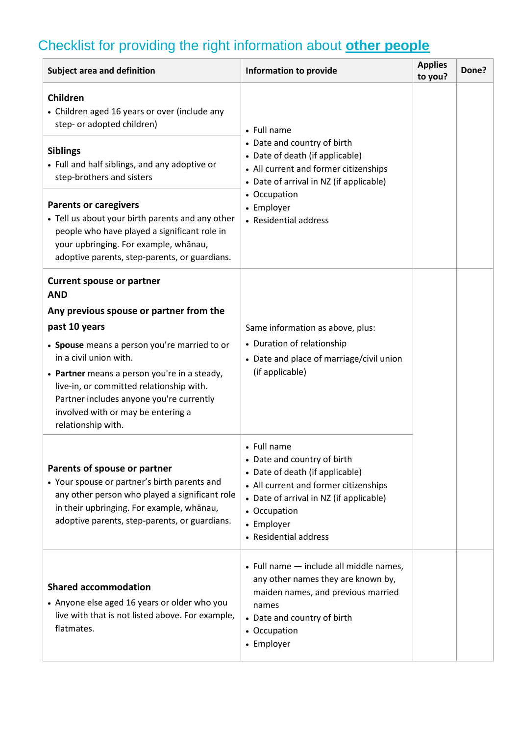## Checklist for providing the right information about **other people**

| Subject area and definition | Information to provide | Applies to you? | Done? |
|---|---|---|---|
| **Children**<br>• Children aged 16 years or over (include any step- or adopted children) | • Full name<br>• Date and country of birth<br>• Date of death (if applicable)<br>• All current and former citizenships<br>• Date of arrival in NZ (if applicable)<br>• Occupation<br>• Employer<br>• Residential address | | |
| **Siblings**<br>• Full and half siblings, and any adoptive or step-brothers and sisters | | | |
| **Parents or caregivers**<br>• Tell us about your birth parents and any other people who have played a significant role in your upbringing. For example, whānau, adoptive parents, step-parents, or guardians. | | | |
| **Current spouse or partner**<br>**AND**<br>**Any previous spouse or partner from the past 10 years**<br>• **Spouse** means a person you're married to or in a civil union with.<br>• **Partner** means a person you're in a steady, live-in, or committed relationship with. Partner includes anyone you're currently involved with or may be entering a relationship with. | Same information as above, plus:<br>• Duration of relationship<br>• Date and place of marriage/civil union (if applicable) | | |
| **Parents of spouse or partner**<br>• Your spouse or partner's birth parents and any other person who played a significant role in their upbringing. For example, whānau, adoptive parents, step-parents, or guardians. | • Full name<br>• Date and country of birth<br>• Date of death (if applicable)<br>• All current and former citizenships<br>• Date of arrival in NZ (if applicable)<br>• Occupation<br>• Employer<br>• Residential address | | |
| **Shared accommodation**<br>• Anyone else aged 16 years or older who you live with that is not listed above. For example, flatmates. | • Full name — include all middle names, any other names they are known by, maiden names, and previous married names<br>• Date and country of birth<br>• Occupation<br>• Employer | | |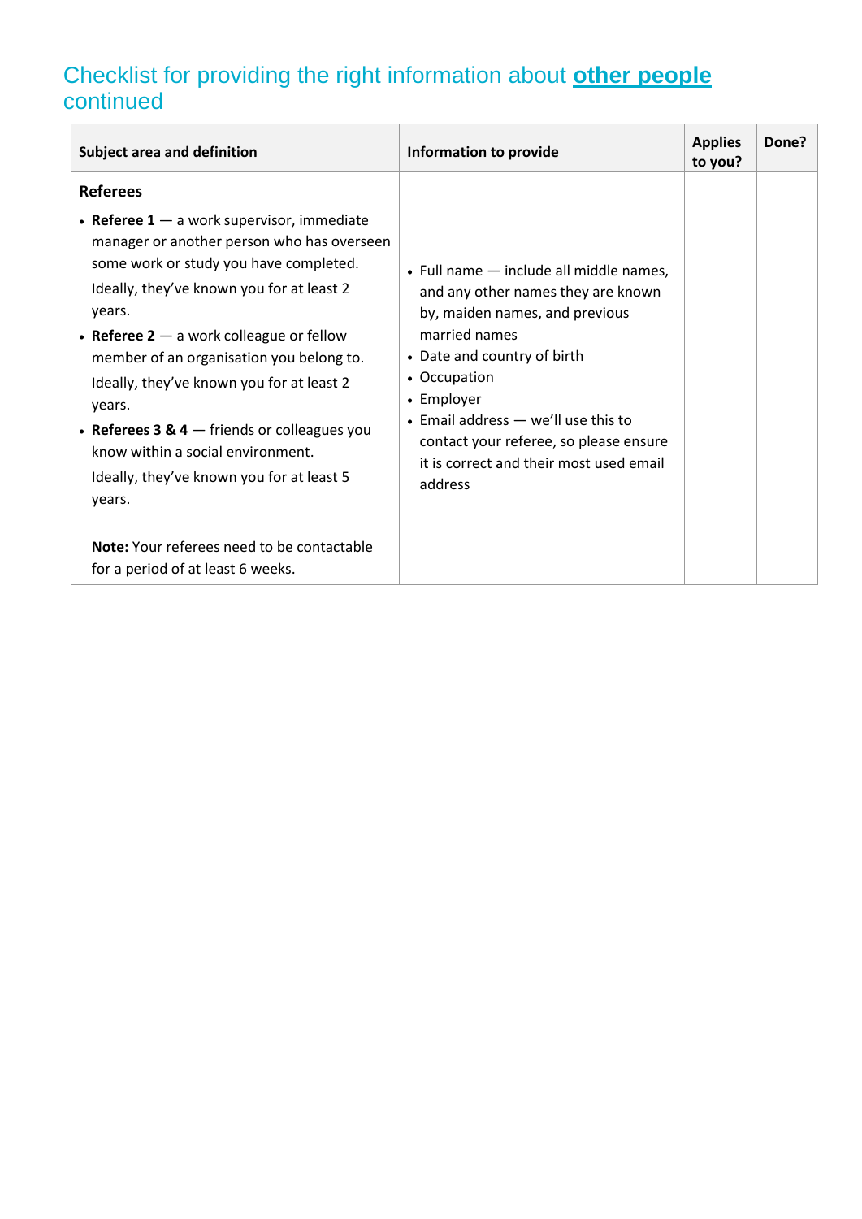## Checklist for providing the right information about **other people** continued

| Subject area and definition | Information to provide | Applies to you? | Done? |
|---|---|---|---|
| **Referees**<br><br>• **Referee 1** — a work supervisor, immediate manager or another person who has overseen some work or study you have completed. Ideally, they've known you for at least 2 years.<br>• **Referee 2** — a work colleague or fellow member of an organisation you belong to. Ideally, they've known you for at least 2 years.<br>• **Referees 3 & 4** — friends or colleagues you know within a social environment. Ideally, they've known you for at least 5 years.<br><br>**Note:** Your referees need to be contactable for a period of at least 6 weeks. | • Full name — include all middle names, and any other names they are known by, maiden names, and previous married names<br>• Date and country of birth<br>• Occupation<br>• Employer<br>• Email address — we'll use this to contact your referee, so please ensure it is correct and their most used email address | | |